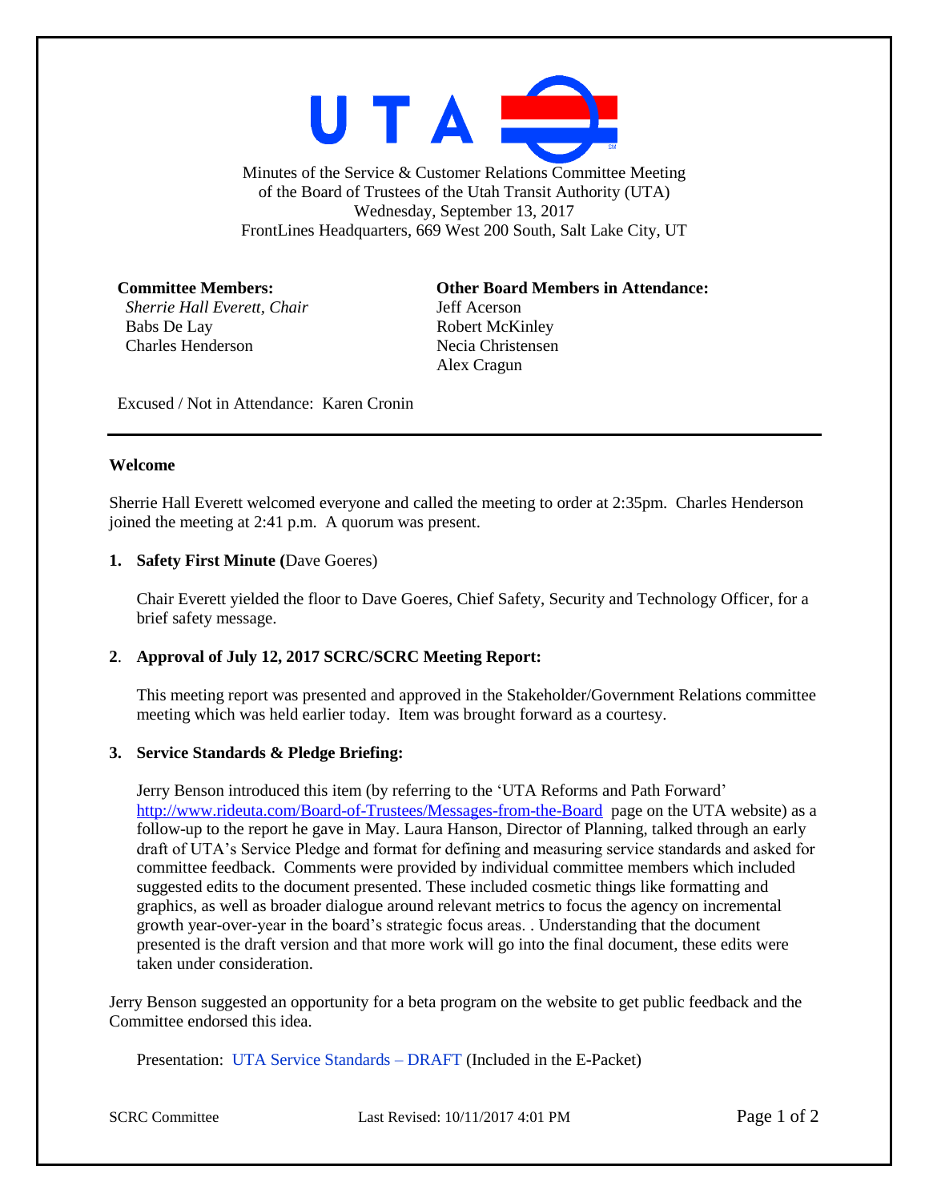UTA

Minutes of the Service & Customer Relations Committee Meeting
of the Board of Trustees of the Utah Transit Authority (UTA)
Wednesday, September 13, 2017
FrontLines Headquarters, 669 West 200 South, Salt Lake City, UT

**Committee Members:**
*Sherrie Hall Everett, Chair*
Babs De Lay
Charles Henderson

**Other Board Members in Attendance:**
Jeff Acerson
Robert McKinley
Necia Christensen
Alex Cragun

Excused / Not in Attendance: Karen Cronin

---

**Welcome**

Sherrie Hall Everett welcomed everyone and called the meeting to order at 2:35pm. Charles Henderson joined the meeting at 2:41 p.m. A quorum was present.

1. **Safety First Minute (**Dave Goeres)

   Chair Everett yielded the floor to Dave Goeres, Chief Safety, Security and Technology Officer, for a brief safety message.

2. **Approval of July 12, 2017 SCRC/SCRC Meeting Report:**

   This meeting report was presented and approved in the Stakeholder/Government Relations committee meeting which was held earlier today. Item was brought forward as a courtesy.

3. **Service Standards & Pledge Briefing:**

   Jerry Benson introduced this item (by referring to the 'UTA Reforms and Path Forward' http://www.rideuta.com/Board-of-Trustees/Messages-from-the-Board page on the UTA website) as a follow-up to the report he gave in May. Laura Hanson, Director of Planning, talked through an early draft of UTA's Service Pledge and format for defining and measuring service standards and asked for committee feedback. Comments were provided by individual committee members which included suggested edits to the document presented. These included cosmetic things like formatting and graphics, as well as broader dialogue around relevant metrics to focus the agency on incremental growth year-over-year in the board's strategic focus areas. . Understanding that the document presented is the draft version and that more work will go into the final document, these edits were taken under consideration.

Jerry Benson suggested an opportunity for a beta program on the website to get public feedback and the Committee endorsed this idea.

Presentation: UTA Service Standards – DRAFT (Included in the E-Packet)

SCRC Committee Last Revised: 10/11/2017 4:01 PM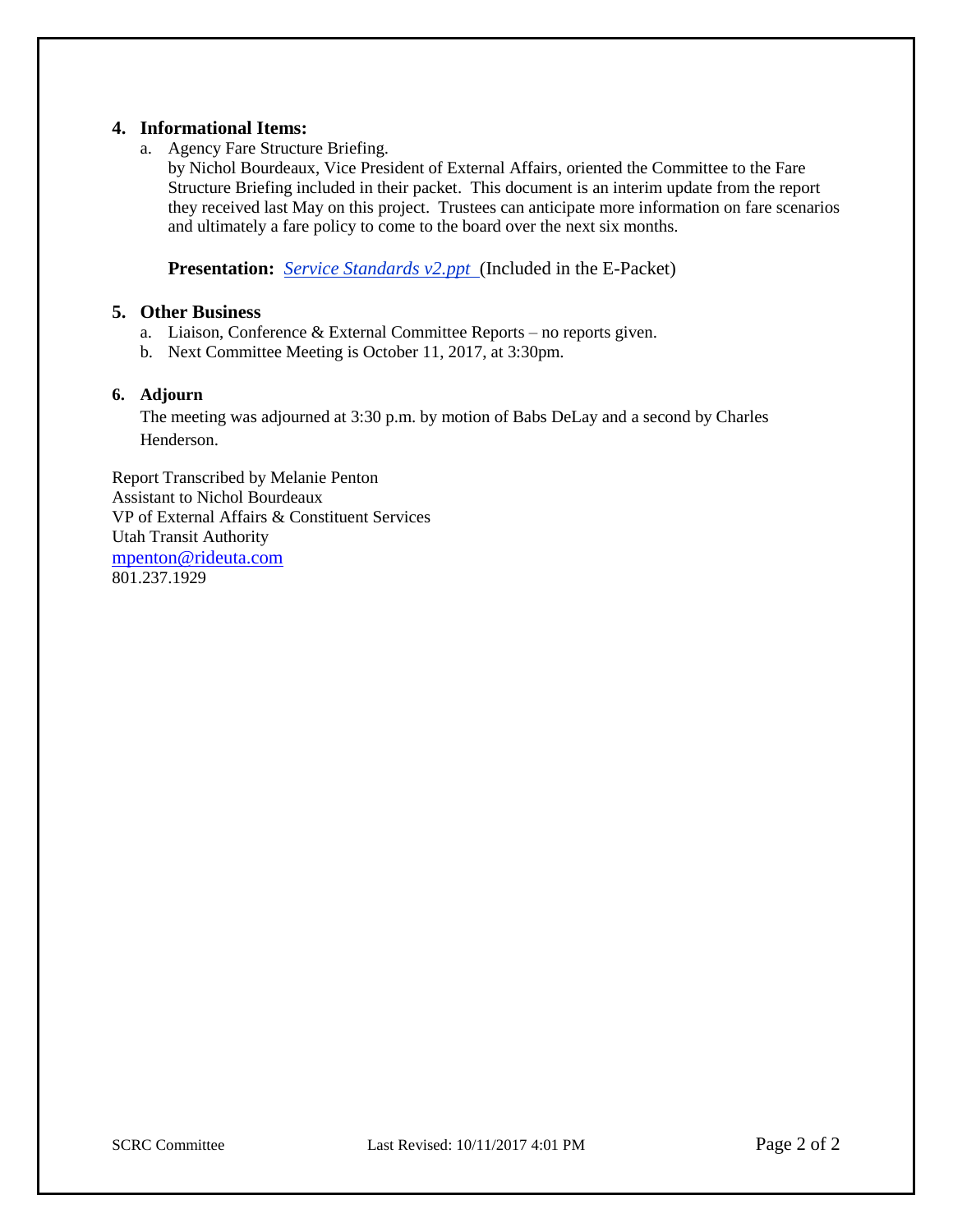## 4. Informational Items:

a. Agency Fare Structure Briefing.
   by Nichol Bourdeaux, Vice President of External Affairs, oriented the Committee to the Fare Structure Briefing included in their packet. This document is an interim update from the report they received last May on this project. Trustees can anticipate more information on fare scenarios and ultimately a fare policy to come to the board over the next six months.

   **Presentation:** *Service Standards v2.ppt* (Included in the E-Packet)

## 5. Other Business

a. Liaison, Conference & External Committee Reports – no reports given.
b. Next Committee Meeting is October 11, 2017, at 3:30pm.

## 6. Adjourn

The meeting was adjourned at 3:30 p.m. by motion of Babs DeLay and a second by Charles Henderson.

Report Transcribed by Melanie Penton
Assistant to Nichol Bourdeaux
VP of External Affairs & Constituent Services
Utah Transit Authority
mpenton@rideuta.com
801.237.1929

SCRC Committee Last Revised: 10/11/2017 4:01 PM